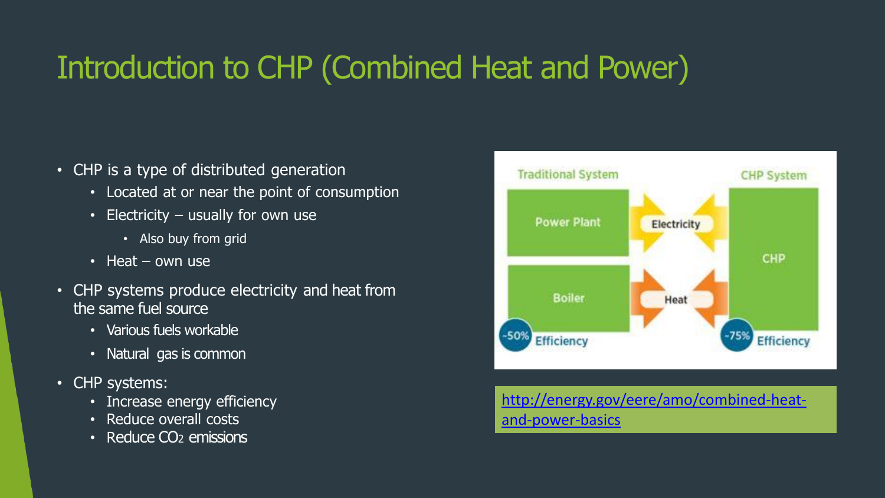# Introduction to CHP (Combined Heat and Power)

- CHP is a type of distributed generation
  - Located at or near the point of consumption
  - Electricity – usually for own use
    - Also buy from grid
  - Heat – own use
- CHP systems produce electricity and heat from the same fuel source
  - Various fuels workable
  - Natural gas is common
- CHP systems:
  - Increase energy efficiency
  - Reduce overall costs
  - Reduce $CO_2$ emissions

Traditional System | CHP System

Power Plant — Electricity — CHP

Boiler — Heat

~50% Efficiency | ~75% Efficiency

http://energy.gov/eere/amo/combined-heat-and-power-basics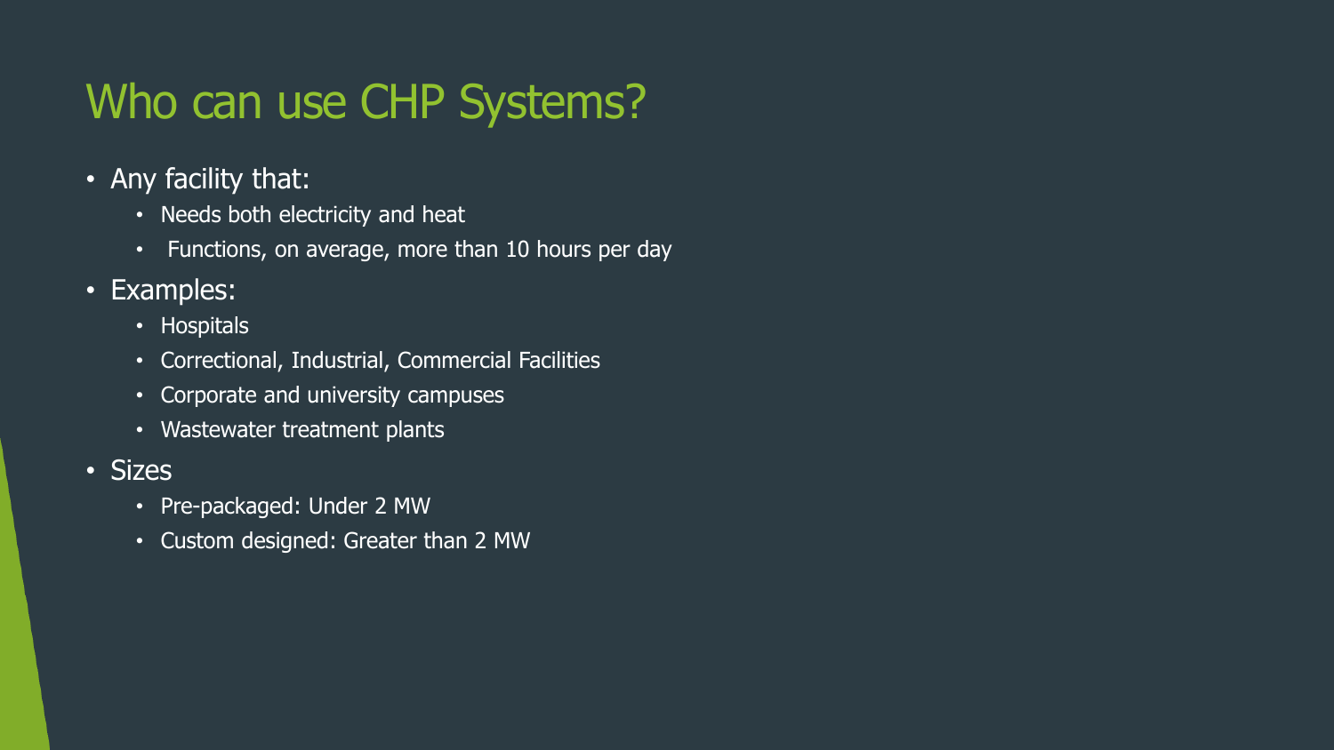# Who can use CHP Systems?

- Any facility that:
  - Needs both electricity and heat
  - Functions, on average, more than 10 hours per day
- Examples:
  - Hospitals
  - Correctional, Industrial, Commercial Facilities
  - Corporate and university campuses
  - Wastewater treatment plants
- Sizes
  - Pre-packaged: Under 2 MW
  - Custom designed: Greater than 2 MW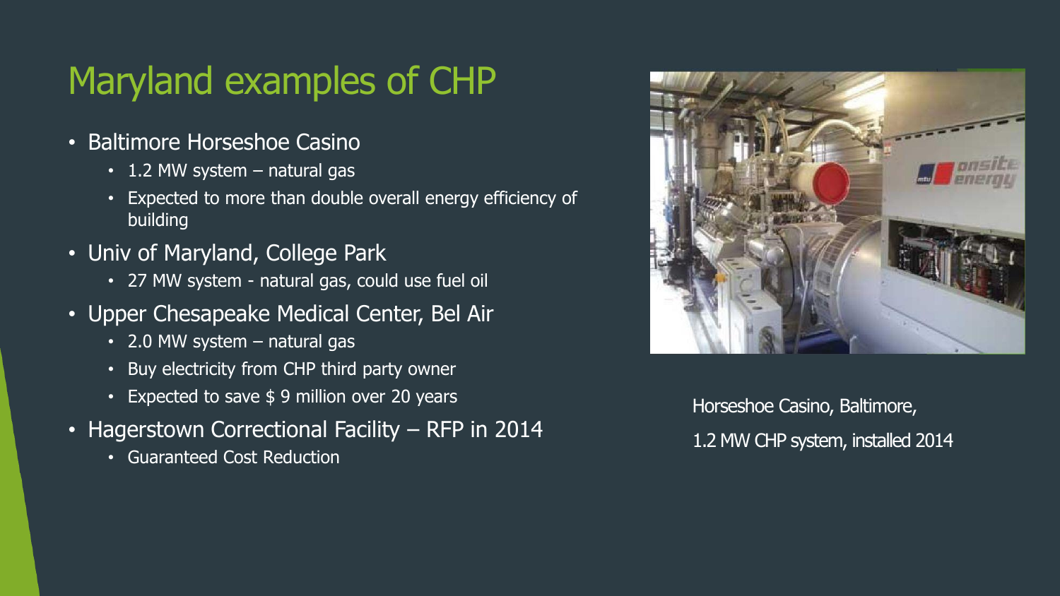# Maryland examples of CHP

- Baltimore Horseshoe Casino
  - 1.2 MW system – natural gas
  - Expected to more than double overall energy efficiency of building
- Univ of Maryland, College Park
  - 27 MW system - natural gas, could use fuel oil
- Upper Chesapeake Medical Center, Bel Air
  - 2.0 MW system – natural gas
  - Buy electricity from CHP third party owner
  - Expected to save $ 9 million over 20 years
- Hagerstown Correctional Facility – RFP in 2014
  - Guaranteed Cost Reduction

Horseshoe Casino, Baltimore,

1.2 MW CHP system, installed 2014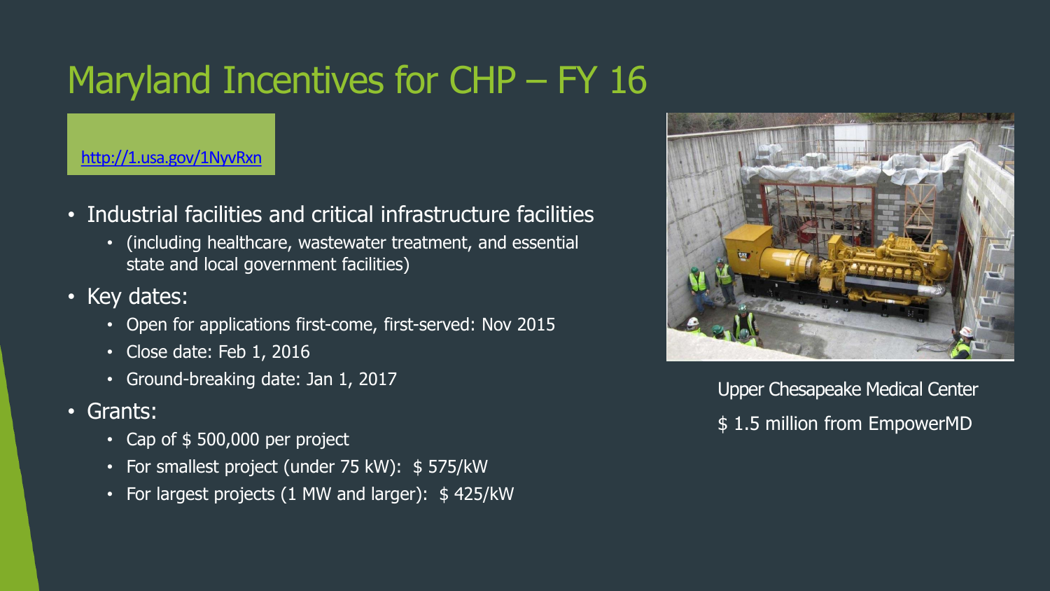# Maryland Incentives for CHP – FY 16

http://1.usa.gov/1NyvRxn

- Industrial facilities and critical infrastructure facilities
  - (including healthcare, wastewater treatment, and essential state and local government facilities)
- Key dates:
  - Open for applications first-come, first-served: Nov 2015
  - Close date: Feb 1, 2016
  - Ground-breaking date: Jan 1, 2017
- Grants:
  - Cap of $ 500,000 per project
  - For smallest project (under 75 kW): $ 575/kW
  - For largest projects (1 MW and larger): $ 425/kW

Upper Chesapeake Medical Center

$ 1.5 million from EmpowerMD